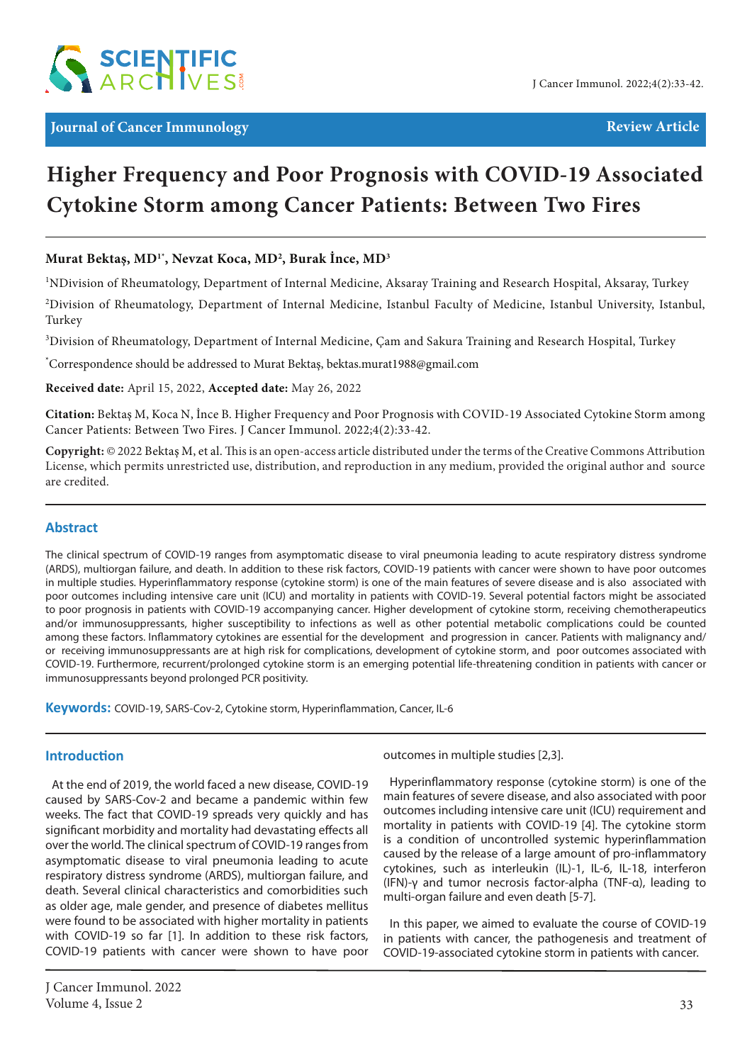Journal of Cancer Immunology

Review Article

# Higher Frequency and Poor Prognosis with COVID-19 Associated Cytokine Storm among Cancer Patients: Between Two Fires

**Murat Bektaş, MD[1*], Nevzat Koca, MD[2], Burak İnce, MD[3]**

[1]NDivision of Rheumatology, Department of Internal Medicine, Aksaray Training and Research Hospital, Aksaray, Turkey

[2]Division of Rheumatology, Department of Internal Medicine, Istanbul Faculty of Medicine, Istanbul University, Istanbul, Turkey

[3]Division of Rheumatology, Department of Internal Medicine, Çam and Sakura Training and Research Hospital, Turkey

[*]Correspondence should be addressed to Murat Bektaş, bektas.murat1988@gmail.com

**Received date:** April 15, 2022, **Accepted date:** May 26, 2022

**Citation:** Bektaş M, Koca N, İnce B. Higher Frequency and Poor Prognosis with COVID-19 Associated Cytokine Storm among Cancer Patients: Between Two Fires. J Cancer Immunol. 2022;4(2):33-42.

**Copyright:** © 2022 Bektaş M, et al. This is an open-access article distributed under the terms of the Creative Commons Attribution License, which permits unrestricted use, distribution, and reproduction in any medium, provided the original author and source are credited.

## Abstract

The clinical spectrum of COVID-19 ranges from asymptomatic disease to viral pneumonia leading to acute respiratory distress syndrome (ARDS), multiorgan failure, and death. In addition to these risk factors, COVID-19 patients with cancer were shown to have poor outcomes in multiple studies. Hyperinflammatory response (cytokine storm) is one of the main features of severe disease and is also associated with poor outcomes including intensive care unit (ICU) and mortality in patients with COVID-19. Several potential factors might be associated to poor prognosis in patients with COVID-19 accompanying cancer. Higher development of cytokine storm, receiving chemotherapeutics and/or immunosuppressants, higher susceptibility to infections as well as other potential metabolic complications could be counted among these factors. Inflammatory cytokines are essential for the development and progression in cancer. Patients with malignancy and/or receiving immunosuppressants are at high risk for complications, development of cytokine storm, and poor outcomes associated with COVID-19. Furthermore, recurrent/prolonged cytokine storm is an emerging potential life-threatening condition in patients with cancer or immunosuppressants beyond prolonged PCR positivity.

**Keywords:** COVID-19, SARS-Cov-2, Cytokine storm, Hyperinflammation, Cancer, IL-6

## Introduction

At the end of 2019, the world faced a new disease, COVID-19 caused by SARS-Cov-2 and became a pandemic within few weeks. The fact that COVID-19 spreads very quickly and has significant morbidity and mortality had devastating effects all over the world. The clinical spectrum of COVID-19 ranges from asymptomatic disease to viral pneumonia leading to acute respiratory distress syndrome (ARDS), multiorgan failure, and death. Several clinical characteristics and comorbidities such as older age, male gender, and presence of diabetes mellitus were found to be associated with higher mortality in patients with COVID-19 so far [1]. In addition to these risk factors, COVID-19 patients with cancer were shown to have poor outcomes in multiple studies [2,3].

Hyperinflammatory response (cytokine storm) is one of the main features of severe disease, and also associated with poor outcomes including intensive care unit (ICU) requirement and mortality in patients with COVID-19 [4]. The cytokine storm is a condition of uncontrolled systemic hyperinflammation caused by the release of a large amount of pro-inflammatory cytokines, such as interleukin (IL)-1, IL-6, IL-18, interferon (IFN)-γ and tumor necrosis factor-alpha (TNF-α), leading to multi-organ failure and even death [5-7].

In this paper, we aimed to evaluate the course of COVID-19 in patients with cancer, the pathogenesis and treatment of COVID-19-associated cytokine storm in patients with cancer.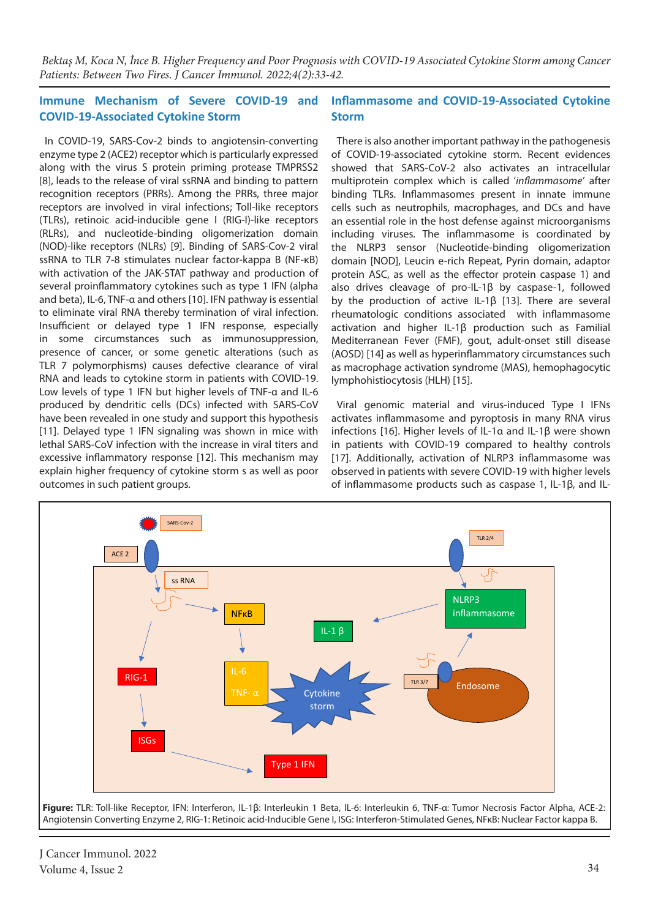## Immune Mechanism of Severe COVID-19 and COVID-19-Associated Cytokine Storm

In COVID-19, SARS-Cov-2 binds to angiotensin-converting enzyme type 2 (ACE2) receptor which is particularly expressed along with the virus S protein priming protease TMPRSS2 [8], leads to the release of viral ssRNA and binding to pattern recognition receptors (PRRs). Among the PRRs, three major receptors are involved in viral infections; Toll-like receptors (TLRs), retinoic acid-inducible gene I (RIG-I)-like receptors (RLRs), and nucleotide-binding oligomerization domain (NOD)-like receptors (NLRs) [9]. Binding of SARS-Cov-2 viral ssRNA to TLR 7-8 stimulates nuclear factor-kappa B (NF-κB) with activation of the JAK-STAT pathway and production of several proinflammatory cytokines such as type 1 IFN (alpha and beta), IL-6, TNF-α and others [10]. IFN pathway is essential to eliminate viral RNA thereby termination of viral infection. Insufficient or delayed type 1 IFN response, especially in some circumstances such as immunosuppression, presence of cancer, or some genetic alterations (such as TLR 7 polymorphisms) causes defective clearance of viral RNA and leads to cytokine storm in patients with COVID-19. Low levels of type 1 IFN but higher levels of TNF-α and IL-6 produced by dendritic cells (DCs) infected with SARS-CoV have been revealed in one study and support this hypothesis [11]. Delayed type 1 IFN signaling was shown in mice with lethal SARS-CoV infection with the increase in viral titers and excessive inflammatory response [12]. This mechanism may explain higher frequency of cytokine storm s as well as poor outcomes in such patient groups.

## Inflammasome and COVID-19-Associated Cytokine Storm

There is also another important pathway in the pathogenesis of COVID-19-associated cytokine storm. Recent evidences showed that SARS-CoV-2 also activates an intracellular multiprotein complex which is called '*inflammasome*' after binding TLRs. Inflammasomes present in innate immune cells such as neutrophils, macrophages, and DCs and have an essential role in the host defense against microorganisms including viruses. The inflammasome is coordinated by the NLRP3 sensor (Nucleotide-binding oligomerization domain [NOD], Leucin e-rich Repeat, Pyrin domain, adaptor protein ASC, as well as the effector protein caspase 1) and also drives cleavage of pro-IL-1β by caspase-1, followed by the production of active IL-1β [13]. There are several rheumatologic conditions associated with inflammasome activation and higher IL-1β production such as Familial Mediterranean Fever (FMF), gout, adult-onset still disease (AOSD) [14] as well as hyperinflammatory circumstances such as macrophage activation syndrome (MAS), hemophagocytic lymphohistiocytosis (HLH) [15].

Viral genomic material and virus-induced Type I IFNs activates inflammasome and pyroptosis in many RNA virus infections [16]. Higher levels of IL-1α and IL-1β were shown in patients with COVID-19 compared to healthy controls [17]. Additionally, activation of NLRP3 inflammasome was observed in patients with severe COVID-19 with higher levels of inflammasome products such as caspase 1, IL-1β, and IL-

**Figure:** TLR: Toll-like Receptor, IFN: Interferon, IL-1β: Interleukin 1 Beta, IL-6: Interleukin 6, TNF-α: Tumor Necrosis Factor Alpha, ACE-2: Angiotensin Converting Enzyme 2, RIG-1: Retinoic acid-Inducible Gene I, ISG: Interferon-Stimulated Genes, NFκB: Nuclear Factor kappa B.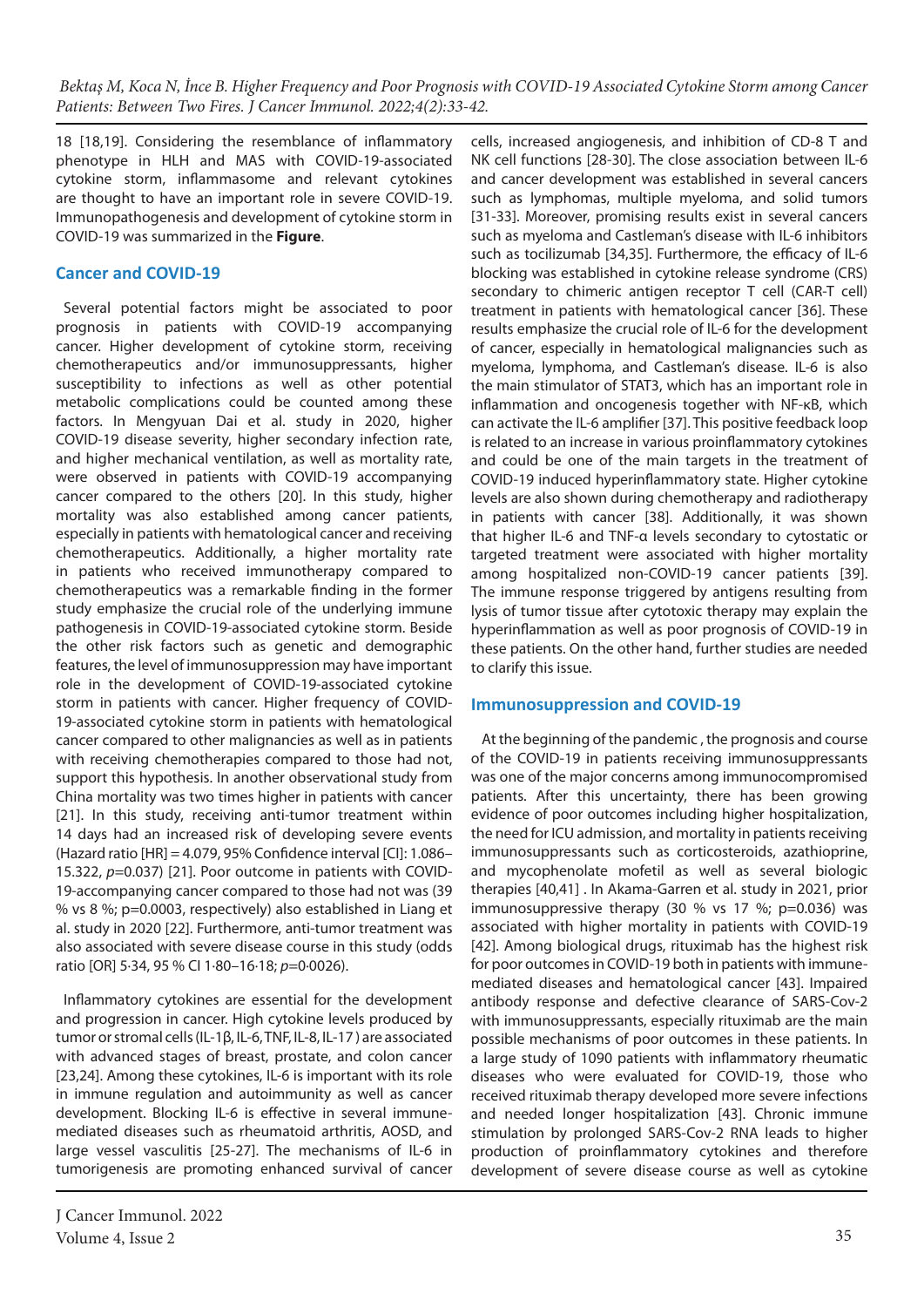18 [18,19]. Considering the resemblance of inflammatory phenotype in HLH and MAS with COVID-19-associated cytokine storm, inflammasome and relevant cytokines are thought to have an important role in severe COVID-19. Immunopathogenesis and development of cytokine storm in COVID-19 was summarized in the **Figure**.

## Cancer and COVID-19

Several potential factors might be associated to poor prognosis in patients with COVID-19 accompanying cancer. Higher development of cytokine storm, receiving chemotherapeutics and/or immunosuppressants, higher susceptibility to infections as well as other potential metabolic complications could be counted among these factors. In Mengyuan Dai et al. study in 2020, higher COVID-19 disease severity, higher secondary infection rate, and higher mechanical ventilation, as well as mortality rate, were observed in patients with COVID-19 accompanying cancer compared to the others [20]. In this study, higher mortality was also established among cancer patients, especially in patients with hematological cancer and receiving chemotherapeutics. Additionally, a higher mortality rate in patients who received immunotherapy compared to chemotherapeutics was a remarkable finding in the former study emphasize the crucial role of the underlying immune pathogenesis in COVID-19-associated cytokine storm. Beside the other risk factors such as genetic and demographic features, the level of immunosuppression may have important role in the development of COVID-19-associated cytokine storm in patients with cancer. Higher frequency of COVID-19-associated cytokine storm in patients with hematological cancer compared to other malignancies as well as in patients with receiving chemotherapies compared to those had not, support this hypothesis. In another observational study from China mortality was two times higher in patients with cancer [21]. In this study, receiving anti-tumor treatment within 14 days had an increased risk of developing severe events (Hazard ratio [HR] = 4.079, 95% Confidence interval [CI]: 1.086–15.322, $p$=0.037) [21]. Poor outcome in patients with COVID-19-accompanying cancer compared to those had not was (39 % vs 8 %; p=0.0003, respectively) also established in Liang et al. study in 2020 [22]. Furthermore, anti-tumor treatment was also associated with severe disease course in this study (odds ratio [OR] 5·34, 95 % CI 1·80–16·18; $p$=0·0026).

Inflammatory cytokines are essential for the development and progression in cancer. High cytokine levels produced by tumor or stromal cells (IL-1β, IL-6, TNF, IL-8, IL-17 ) are associated with advanced stages of breast, prostate, and colon cancer [23,24]. Among these cytokines, IL-6 is important with its role in immune regulation and autoimmunity as well as cancer development. Blocking IL-6 is effective in several immune-mediated diseases such as rheumatoid arthritis, AOSD, and large vessel vasculitis [25-27]. The mechanisms of IL-6 in tumorigenesis are promoting enhanced survival of cancer cells, increased angiogenesis, and inhibition of CD-8 T and NK cell functions [28-30]. The close association between IL-6 and cancer development was established in several cancers such as lymphomas, multiple myeloma, and solid tumors [31-33]. Moreover, promising results exist in several cancers such as myeloma and Castleman's disease with IL-6 inhibitors such as tocilizumab [34,35]. Furthermore, the efficacy of IL-6 blocking was established in cytokine release syndrome (CRS) secondary to chimeric antigen receptor T cell (CAR-T cell) treatment in patients with hematological cancer [36]. These results emphasize the crucial role of IL-6 for the development of cancer, especially in hematological malignancies such as myeloma, lymphoma, and Castleman's disease. IL-6 is also the main stimulator of STAT3, which has an important role in inflammation and oncogenesis together with NF-κB, which can activate the IL-6 amplifier [37]. This positive feedback loop is related to an increase in various proinflammatory cytokines and could be one of the main targets in the treatment of COVID-19 induced hyperinflammatory state. Higher cytokine levels are also shown during chemotherapy and radiotherapy in patients with cancer [38]. Additionally, it was shown that higher IL-6 and TNF-α levels secondary to cytostatic or targeted treatment were associated with higher mortality among hospitalized non-COVID-19 cancer patients [39]. The immune response triggered by antigens resulting from lysis of tumor tissue after cytotoxic therapy may explain the hyperinflammation as well as poor prognosis of COVID-19 in these patients. On the other hand, further studies are needed to clarify this issue.

## Immunosuppression and COVID-19

At the beginning of the pandemic , the prognosis and course of the COVID-19 in patients receiving immunosuppressants was one of the major concerns among immunocompromised patients. After this uncertainty, there has been growing evidence of poor outcomes including higher hospitalization, the need for ICU admission, and mortality in patients receiving immunosuppressants such as corticosteroids, azathioprine, and mycophenolate mofetil as well as several biologic therapies [40,41] . In Akama-Garren et al. study in 2021, prior immunosuppressive therapy (30 % vs 17 %; p=0.036) was associated with higher mortality in patients with COVID-19 [42]. Among biological drugs, rituximab has the highest risk for poor outcomes in COVID-19 both in patients with immune-mediated diseases and hematological cancer [43]. Impaired antibody response and defective clearance of SARS-Cov-2 with immunosuppressants, especially rituximab are the main possible mechanisms of poor outcomes in these patients. In a large study of 1090 patients with inflammatory rheumatic diseases who were evaluated for COVID-19, those who received rituximab therapy developed more severe infections and needed longer hospitalization [43]. Chronic immune stimulation by prolonged SARS-Cov-2 RNA leads to higher production of proinflammatory cytokines and therefore development of severe disease course as well as cytokine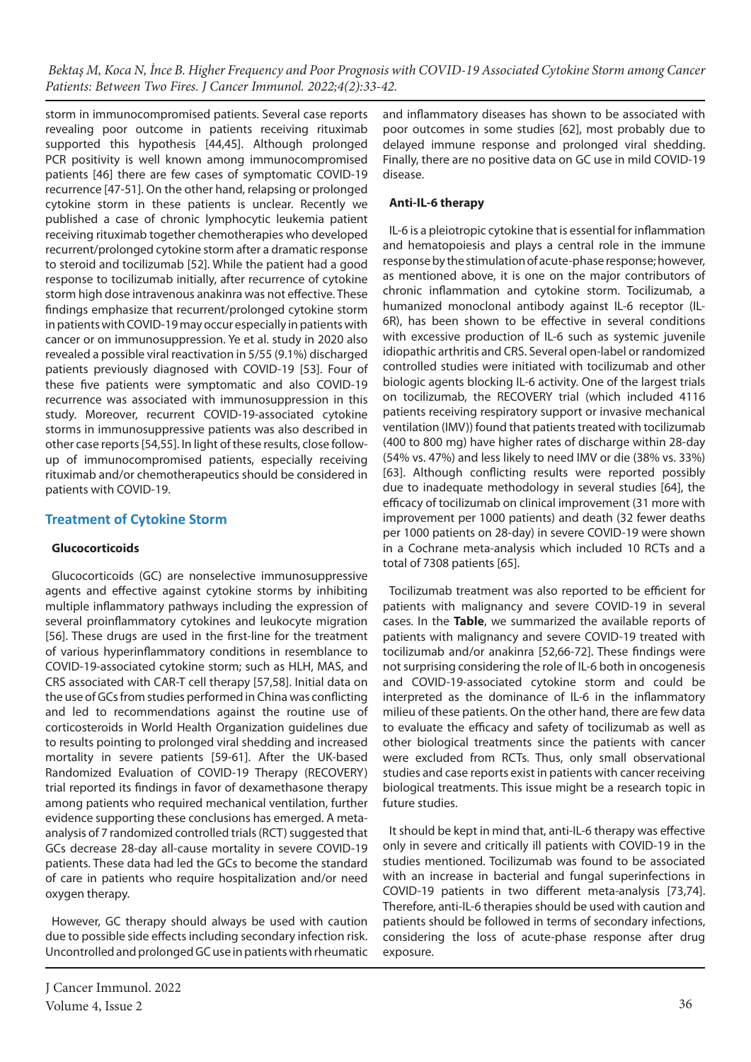storm in immunocompromised patients. Several case reports revealing poor outcome in patients receiving rituximab supported this hypothesis [44,45]. Although prolonged PCR positivity is well known among immunocompromised patients [46] there are few cases of symptomatic COVID-19 recurrence [47-51]. On the other hand, relapsing or prolonged cytokine storm in these patients is unclear. Recently we published a case of chronic lymphocytic leukemia patient receiving rituximab together chemotherapies who developed recurrent/prolonged cytokine storm after a dramatic response to steroid and tocilizumab [52]. While the patient had a good response to tocilizumab initially, after recurrence of cytokine storm high dose intravenous anakinra was not effective. These findings emphasize that recurrent/prolonged cytokine storm in patients with COVID-19 may occur especially in patients with cancer or on immunosuppression. Ye et al. study in 2020 also revealed a possible viral reactivation in 5/55 (9.1%) discharged patients previously diagnosed with COVID-19 [53]. Four of these five patients were symptomatic and also COVID-19 recurrence was associated with immunosuppression in this study. Moreover, recurrent COVID-19-associated cytokine storms in immunosuppressive patients was also described in other case reports [54,55]. In light of these results, close follow-up of immunocompromised patients, especially receiving rituximab and/or chemotherapeutics should be considered in patients with COVID-19.

## Treatment of Cytokine Storm

### Glucocorticoids

Glucocorticoids (GC) are nonselective immunosuppressive agents and effective against cytokine storms by inhibiting multiple inflammatory pathways including the expression of several proinflammatory cytokines and leukocyte migration [56]. These drugs are used in the first-line for the treatment of various hyperinflammatory conditions in resemblance to COVID-19-associated cytokine storm; such as HLH, MAS, and CRS associated with CAR-T cell therapy [57,58]. Initial data on the use of GCs from studies performed in China was conflicting and led to recommendations against the routine use of corticosteroids in World Health Organization guidelines due to results pointing to prolonged viral shedding and increased mortality in severe patients [59-61]. After the UK-based Randomized Evaluation of COVID-19 Therapy (RECOVERY) trial reported its findings in favor of dexamethasone therapy among patients who required mechanical ventilation, further evidence supporting these conclusions has emerged. A meta-analysis of 7 randomized controlled trials (RCT) suggested that GCs decrease 28-day all-cause mortality in severe COVID-19 patients. These data had led the GCs to become the standard of care in patients who require hospitalization and/or need oxygen therapy.

However, GC therapy should always be used with caution due to possible side effects including secondary infection risk. Uncontrolled and prolonged GC use in patients with rheumatic and inflammatory diseases has shown to be associated with poor outcomes in some studies [62], most probably due to delayed immune response and prolonged viral shedding. Finally, there are no positive data on GC use in mild COVID-19 disease.

### Anti-IL-6 therapy

IL-6 is a pleiotropic cytokine that is essential for inflammation and hematopoiesis and plays a central role in the immune response by the stimulation of acute-phase response; however, as mentioned above, it is one on the major contributors of chronic inflammation and cytokine storm. Tocilizumab, a humanized monoclonal antibody against IL-6 receptor (IL-6R), has been shown to be effective in several conditions with excessive production of IL-6 such as systemic juvenile idiopathic arthritis and CRS. Several open-label or randomized controlled studies were initiated with tocilizumab and other biologic agents blocking IL-6 activity. One of the largest trials on tocilizumab, the RECOVERY trial (which included 4116 patients receiving respiratory support or invasive mechanical ventilation (IMV)) found that patients treated with tocilizumab (400 to 800 mg) have higher rates of discharge within 28-day (54% vs. 47%) and less likely to need IMV or die (38% vs. 33%) [63]. Although conflicting results were reported possibly due to inadequate methodology in several studies [64], the efficacy of tocilizumab on clinical improvement (31 more with improvement per 1000 patients) and death (32 fewer deaths per 1000 patients on 28-day) in severe COVID-19 were shown in a Cochrane meta-analysis which included 10 RCTs and a total of 7308 patients [65].

Tocilizumab treatment was also reported to be efficient for patients with malignancy and severe COVID-19 in several cases. In the **Table**, we summarized the available reports of patients with malignancy and severe COVID-19 treated with tocilizumab and/or anakinra [52,66-72]. These findings were not surprising considering the role of IL-6 both in oncogenesis and COVID-19-associated cytokine storm and could be interpreted as the dominance of IL-6 in the inflammatory milieu of these patients. On the other hand, there are few data to evaluate the efficacy and safety of tocilizumab as well as other biological treatments since the patients with cancer were excluded from RCTs. Thus, only small observational studies and case reports exist in patients with cancer receiving biological treatments. This issue might be a research topic in future studies.

It should be kept in mind that, anti-IL-6 therapy was effective only in severe and critically ill patients with COVID-19 in the studies mentioned. Tocilizumab was found to be associated with an increase in bacterial and fungal superinfections in COVID-19 patients in two different meta-analysis [73,74]. Therefore, anti-IL-6 therapies should be used with caution and patients should be followed in terms of secondary infections, considering the loss of acute-phase response after drug exposure.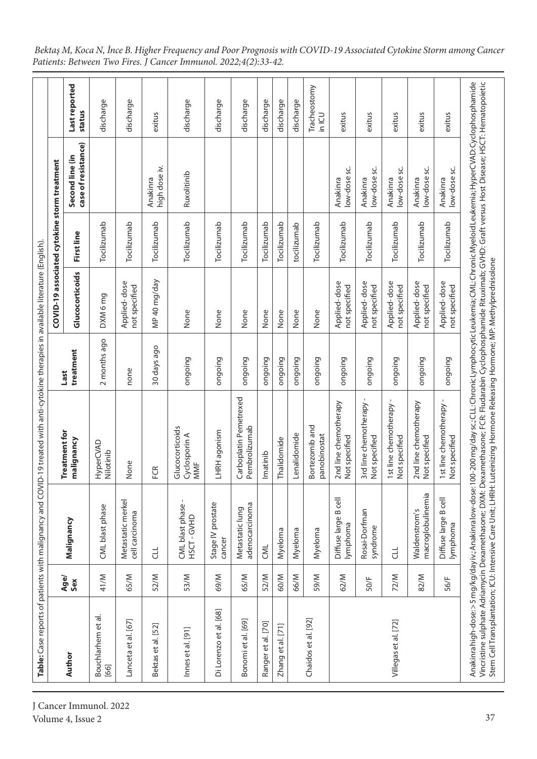**Table:** Case reports of patients with malignancy and COVID-19 treated with anti-cytokine therapies in available literature (English).

| Author | Age/Sex | Malignancy | Treatment for malignancy | Last treatment | COVID-19 associated cytokine storm treatment | | | Last reported status |
|---|---|---|---|---|---|---|---|---|
| | | | | | Glucocorticoids | First line | Second line (in case of resistance) | |
| Bouchlarhem et al. [66] | 41/M | CML blast phase | HyperCVAD Nilotinib | 2 months ago | DXM 6 mg | Tocilizumab | | discharge |
| Lanceta et al. [67] | 65/M | Metastatic merkel cell carcinoma | None | none | Applied- dose not specified | Tocilizumab | | discharge |
| Bektas et al. [52] | 52/M | CLL | FCR | 30 days ago | MP 40 mg/day | Tocilizumab | Anakinra high dose iv. | exitus |
| Innes et al. [91] | 53/M | CML blast phase - HSCT - GVHD | Glucocorticoids Cyclosporin A MMF | ongoing | None | Tocilizumab | Ruxolitinib | discharge |
| Di Lorenzo et al. [68] | 69/M | Stage IV prostate cancer | LHRH agonism | ongoing | None | Tocilizumab | | discharge |
| Bonomi et al. [69] | 65/M | Metastatic lung adenocarcinoma | Carboplatin Pemetrexed Pembrolizumab | ongoing | None | Tocilizumab | | discharge |
| Ranger et al. [70] | 52/M | CML | Imatinib | ongoing | None | Tocilizumab | | discharge |
| Zhang et al. [71] | 60/M | Myeloma | Thalidomide | ongoing | None | Tocilizumab | | discharge |
| Chaidos et al. [92] | 66/M | Myeloma | Lenalidomide | ongoing | None | tocilizumab | | discharge |
| | 59/M | Myeloma | Bortezomib and panobinostat | ongoing | None | Tocilizumab | | Tracheostomy in ICU |
| Villegas et al. [72] | 62/M | Diffuse large B cell lymphoma | 2nd line chemotherapy Not specified | ongoing | Applied- dose not specified | Tocilizumab | Anakinra low-dose sc. | exitus |
| | 50/F | Rosai-Dorfman syndrome | 3rd line chemotherapy - Not specified | ongoing | Applied- dose not specified | Tocilizumab | Anakinra low-dose sc. | exitus |
| | 72/M | CLL | 1st line chemotherapy - Not specified | ongoing | Applied- dose not specified | Tocilizumab | Anakinra low-dose sc. | exitus |
| | 82/M | Waldenstrom's macroglobulinemia | 2nd line chemotherapy Not specified | ongoing | Applied- dose not specified | Tocilizumab | Anakinra low-dose sc. | exitus |
| | 56/F | Diffuse large B cell lymphoma | 1st line chemotherapy - Not specified | ongoing | Applied- dose not specified | Tocilizumab | Anakinra low-dose sc. | exitus |

Anakinra high-dose: >5 mg/kg/day iv.; Anakinra low-dose: 100-200 mg/day sc.; CLL: Chronic Lymphocytic Leukemia; CML: Chronic Myeloid Leukemia; HyperCVAD: Cyclophosphamide Vincristine sulphate Adriamycin Dexamethasone; DXM: Dexamethasone; FCR: Fludarabin Cyclophosphamide Rituximab; GVHD: Graft versus Host Disease; HSCT: Hematopoietic Stem Cell Transplantation; ICU: Intensive Care Unit; LHRH: Luteinizing Hormone Releasing Hormone; MP: Methylprednisolone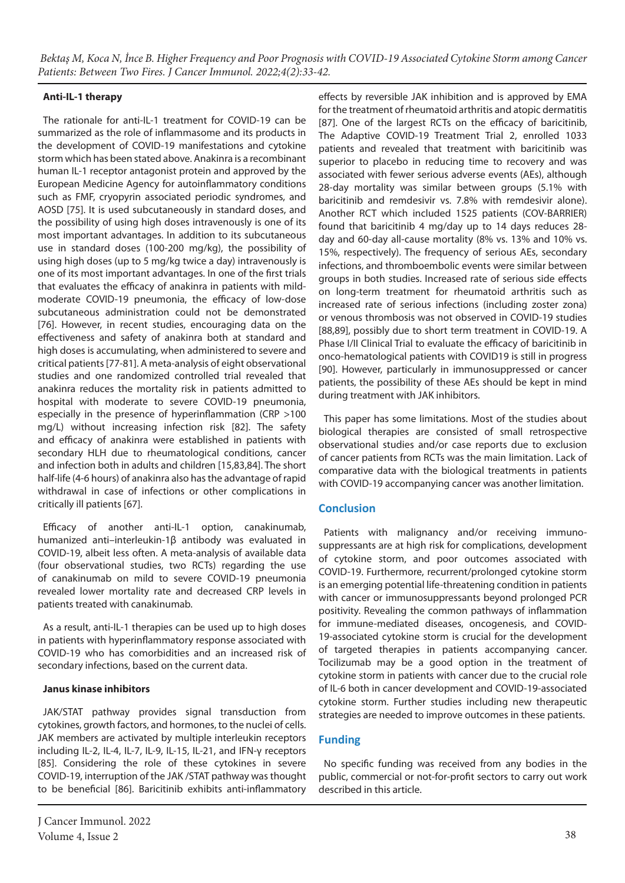### Anti-IL-1 therapy

The rationale for anti-IL-1 treatment for COVID-19 can be summarized as the role of inflammasome and its products in the development of COVID-19 manifestations and cytokine storm which has been stated above. Anakinra is a recombinant human IL-1 receptor antagonist protein and approved by the European Medicine Agency for autoinflammatory conditions such as FMF, cryopyrin associated periodic syndromes, and AOSD [75]. It is used subcutaneously in standard doses, and the possibility of using high doses intravenously is one of its most important advantages. In addition to its subcutaneous use in standard doses (100-200 mg/kg), the possibility of using high doses (up to 5 mg/kg twice a day) intravenously is one of its most important advantages. In one of the first trials that evaluates the efficacy of anakinra in patients with mild-moderate COVID-19 pneumonia, the efficacy of low-dose subcutaneous administration could not be demonstrated [76]. However, in recent studies, encouraging data on the effectiveness and safety of anakinra both at standard and high doses is accumulating, when administered to severe and critical patients [77-81]. A meta-analysis of eight observational studies and one randomized controlled trial revealed that anakinra reduces the mortality risk in patients admitted to hospital with moderate to severe COVID-19 pneumonia, especially in the presence of hyperinflammation (CRP >100 mg/L) without increasing infection risk [82]. The safety and efficacy of anakinra were established in patients with secondary HLH due to rheumatological conditions, cancer and infection both in adults and children [15,83,84]. The short half-life (4-6 hours) of anakinra also has the advantage of rapid withdrawal in case of infections or other complications in critically ill patients [67].

Efficacy of another anti-IL-1 option, canakinumab, humanized anti–interleukin-1β antibody was evaluated in COVID-19, albeit less often. A meta-analysis of available data (four observational studies, two RCTs) regarding the use of canakinumab on mild to severe COVID-19 pneumonia revealed lower mortality rate and decreased CRP levels in patients treated with canakinumab.

As a result, anti-IL-1 therapies can be used up to high doses in patients with hyperinflammatory response associated with COVID-19 who has comorbidities and an increased risk of secondary infections, based on the current data.

### Janus kinase inhibitors

JAK/STAT pathway provides signal transduction from cytokines, growth factors, and hormones, to the nuclei of cells. JAK members are activated by multiple interleukin receptors including IL-2, IL-4, IL-7, IL-9, IL-15, IL-21, and IFN-γ receptors [85]. Considering the role of these cytokines in severe COVID-19, interruption of the JAK /STAT pathway was thought to be beneficial [86]. Baricitinib exhibits anti-inflammatory effects by reversible JAK inhibition and is approved by EMA for the treatment of rheumatoid arthritis and atopic dermatitis [87]. One of the largest RCTs on the efficacy of baricitinib, The Adaptive COVID-19 Treatment Trial 2, enrolled 1033 patients and revealed that treatment with baricitinib was superior to placebo in reducing time to recovery and was associated with fewer serious adverse events (AEs), although 28-day mortality was similar between groups (5.1% with baricitinib and remdesivir vs. 7.8% with remdesivir alone). Another RCT which included 1525 patients (COV-BARRIER) found that baricitinib 4 mg/day up to 14 days reduces 28-day and 60-day all-cause mortality (8% vs. 13% and 10% vs. 15%, respectively). The frequency of serious AEs, secondary infections, and thromboembolic events were similar between groups in both studies. Increased rate of serious side effects on long-term treatment for rheumatoid arthritis such as increased rate of serious infections (including zoster zona) or venous thrombosis was not observed in COVID-19 studies [88,89], possibly due to short term treatment in COVID-19. A Phase I/II Clinical Trial to evaluate the efficacy of baricitinib in onco-hematological patients with COVID19 is still in progress [90]. However, particularly in immunosuppressed or cancer patients, the possibility of these AEs should be kept in mind during treatment with JAK inhibitors.

This paper has some limitations. Most of the studies about biological therapies are consisted of small retrospective observational studies and/or case reports due to exclusion of cancer patients from RCTs was the main limitation. Lack of comparative data with the biological treatments in patients with COVID-19 accompanying cancer was another limitation.

## Conclusion

Patients with malignancy and/or receiving immuno-suppressants are at high risk for complications, development of cytokine storm, and poor outcomes associated with COVID-19. Furthermore, recurrent/prolonged cytokine storm is an emerging potential life-threatening condition in patients with cancer or immunosuppressants beyond prolonged PCR positivity. Revealing the common pathways of inflammation for immune-mediated diseases, oncogenesis, and COVID-19-associated cytokine storm is crucial for the development of targeted therapies in patients accompanying cancer. Tocilizumab may be a good option in the treatment of cytokine storm in patients with cancer due to the crucial role of IL-6 both in cancer development and COVID-19-associated cytokine storm. Further studies including new therapeutic strategies are needed to improve outcomes in these patients.

## Funding

No specific funding was received from any bodies in the public, commercial or not-for-profit sectors to carry out work described in this article.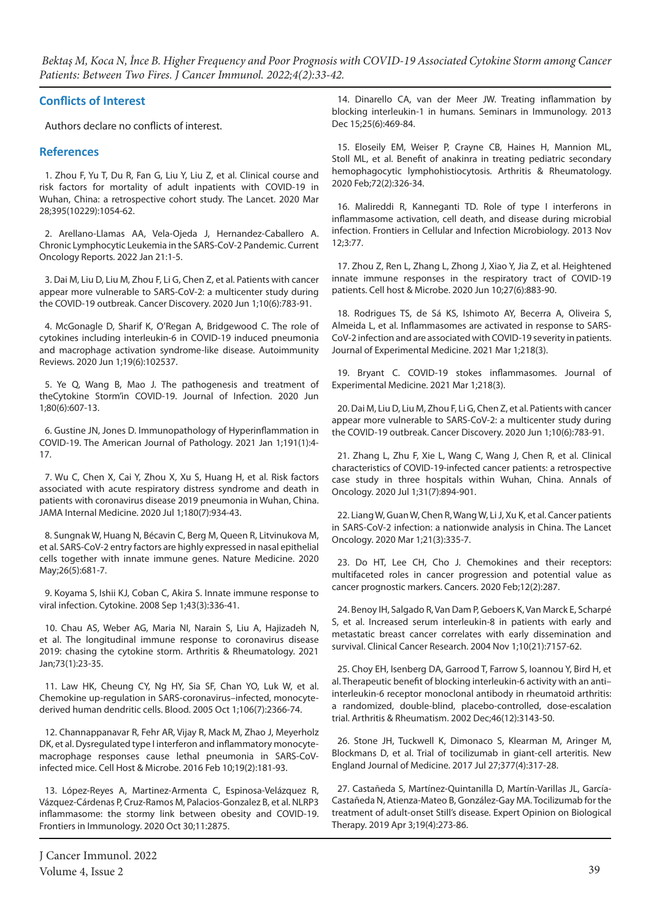## Conflicts of Interest

Authors declare no conflicts of interest.

## References

1. Zhou F, Yu T, Du R, Fan G, Liu Y, Liu Z, et al. Clinical course and risk factors for mortality of adult inpatients with COVID-19 in Wuhan, China: a retrospective cohort study. The Lancet. 2020 Mar 28;395(10229):1054-62.

2. Arellano-Llamas AA, Vela-Ojeda J, Hernandez-Caballero A. Chronic Lymphocytic Leukemia in the SARS-CoV-2 Pandemic. Current Oncology Reports. 2022 Jan 21:1-5.

3. Dai M, Liu D, Liu M, Zhou F, Li G, Chen Z, et al. Patients with cancer appear more vulnerable to SARS-CoV-2: a multicenter study during the COVID-19 outbreak. Cancer Discovery. 2020 Jun 1;10(6):783-91.

4. McGonagle D, Sharif K, O'Regan A, Bridgewood C. The role of cytokines including interleukin-6 in COVID-19 induced pneumonia and macrophage activation syndrome-like disease. Autoimmunity Reviews. 2020 Jun 1;19(6):102537.

5. Ye Q, Wang B, Mao J. The pathogenesis and treatment of theCytokine Storm'in COVID-19. Journal of Infection. 2020 Jun 1;80(6):607-13.

6. Gustine JN, Jones D. Immunopathology of Hyperinflammation in COVID-19. The American Journal of Pathology. 2021 Jan 1;191(1):4-17.

7. Wu C, Chen X, Cai Y, Zhou X, Xu S, Huang H, et al. Risk factors associated with acute respiratory distress syndrome and death in patients with coronavirus disease 2019 pneumonia in Wuhan, China. JAMA Internal Medicine. 2020 Jul 1;180(7):934-43.

8. Sungnak W, Huang N, Bécavin C, Berg M, Queen R, Litvinukova M, et al. SARS-CoV-2 entry factors are highly expressed in nasal epithelial cells together with innate immune genes. Nature Medicine. 2020 May;26(5):681-7.

9. Koyama S, Ishii KJ, Coban C, Akira S. Innate immune response to viral infection. Cytokine. 2008 Sep 1;43(3):336-41.

10. Chau AS, Weber AG, Maria NI, Narain S, Liu A, Hajizadeh N, et al. The longitudinal immune response to coronavirus disease 2019: chasing the cytokine storm. Arthritis & Rheumatology. 2021 Jan;73(1):23-35.

11. Law HK, Cheung CY, Ng HY, Sia SF, Chan YO, Luk W, et al. Chemokine up-regulation in SARS-coronavirus–infected, monocyte-derived human dendritic cells. Blood. 2005 Oct 1;106(7):2366-74.

12. Channappanavar R, Fehr AR, Vijay R, Mack M, Zhao J, Meyerholz DK, et al. Dysregulated type I interferon and inflammatory monocyte-macrophage responses cause lethal pneumonia in SARS-CoV-infected mice. Cell Host & Microbe. 2016 Feb 10;19(2):181-93.

13. López-Reyes A, Martinez-Armenta C, Espinosa-Velázquez R, Vázquez-Cárdenas P, Cruz-Ramos M, Palacios-Gonzalez B, et al. NLRP3 inflammasome: the stormy link between obesity and COVID-19. Frontiers in Immunology. 2020 Oct 30;11:2875.

14. Dinarello CA, van der Meer JW. Treating inflammation by blocking interleukin-1 in humans. Seminars in Immunology. 2013 Dec 15;25(6):469-84.

15. Eloseily EM, Weiser P, Crayne CB, Haines H, Mannion ML, Stoll ML, et al. Benefit of anakinra in treating pediatric secondary hemophagocytic lymphohistiocytosis. Arthritis & Rheumatology. 2020 Feb;72(2):326-34.

16. Malireddi R, Kanneganti TD. Role of type I interferons in inflammasome activation, cell death, and disease during microbial infection. Frontiers in Cellular and Infection Microbiology. 2013 Nov 12;3:77.

17. Zhou Z, Ren L, Zhang L, Zhong J, Xiao Y, Jia Z, et al. Heightened innate immune responses in the respiratory tract of COVID-19 patients. Cell host & Microbe. 2020 Jun 10;27(6):883-90.

18. Rodrigues TS, de Sá KS, Ishimoto AY, Becerra A, Oliveira S, Almeida L, et al. Inflammasomes are activated in response to SARS-CoV-2 infection and are associated with COVID-19 severity in patients. Journal of Experimental Medicine. 2021 Mar 1;218(3).

19. Bryant C. COVID-19 stokes inflammasomes. Journal of Experimental Medicine. 2021 Mar 1;218(3).

20. Dai M, Liu D, Liu M, Zhou F, Li G, Chen Z, et al. Patients with cancer appear more vulnerable to SARS-CoV-2: a multicenter study during the COVID-19 outbreak. Cancer Discovery. 2020 Jun 1;10(6):783-91.

21. Zhang L, Zhu F, Xie L, Wang C, Wang J, Chen R, et al. Clinical characteristics of COVID-19-infected cancer patients: a retrospective case study in three hospitals within Wuhan, China. Annals of Oncology. 2020 Jul 1;31(7):894-901.

22. Liang W, Guan W, Chen R, Wang W, Li J, Xu K, et al. Cancer patients in SARS-CoV-2 infection: a nationwide analysis in China. The Lancet Oncology. 2020 Mar 1;21(3):335-7.

23. Do HT, Lee CH, Cho J. Chemokines and their receptors: multifaceted roles in cancer progression and potential value as cancer prognostic markers. Cancers. 2020 Feb;12(2):287.

24. Benoy IH, Salgado R, Van Dam P, Geboers K, Van Marck E, Scharpé S, et al. Increased serum interleukin-8 in patients with early and metastatic breast cancer correlates with early dissemination and survival. Clinical Cancer Research. 2004 Nov 1;10(21):7157-62.

25. Choy EH, Isenberg DA, Garrood T, Farrow S, Ioannou Y, Bird H, et al. Therapeutic benefit of blocking interleukin-6 activity with an anti–interleukin-6 receptor monoclonal antibody in rheumatoid arthritis: a randomized, double-blind, placebo-controlled, dose-escalation trial. Arthritis & Rheumatism. 2002 Dec;46(12):3143-50.

26. Stone JH, Tuckwell K, Dimonaco S, Klearman M, Aringer M, Blockmans D, et al. Trial of tocilizumab in giant-cell arteritis. New England Journal of Medicine. 2017 Jul 27;377(4):317-28.

27. Castañeda S, Martínez-Quintanilla D, Martín-Varillas JL, García-Castañeda N, Atienza-Mateo B, González-Gay MA. Tocilizumab for the treatment of adult-onset Still's disease. Expert Opinion on Biological Therapy. 2019 Apr 3;19(4):273-86.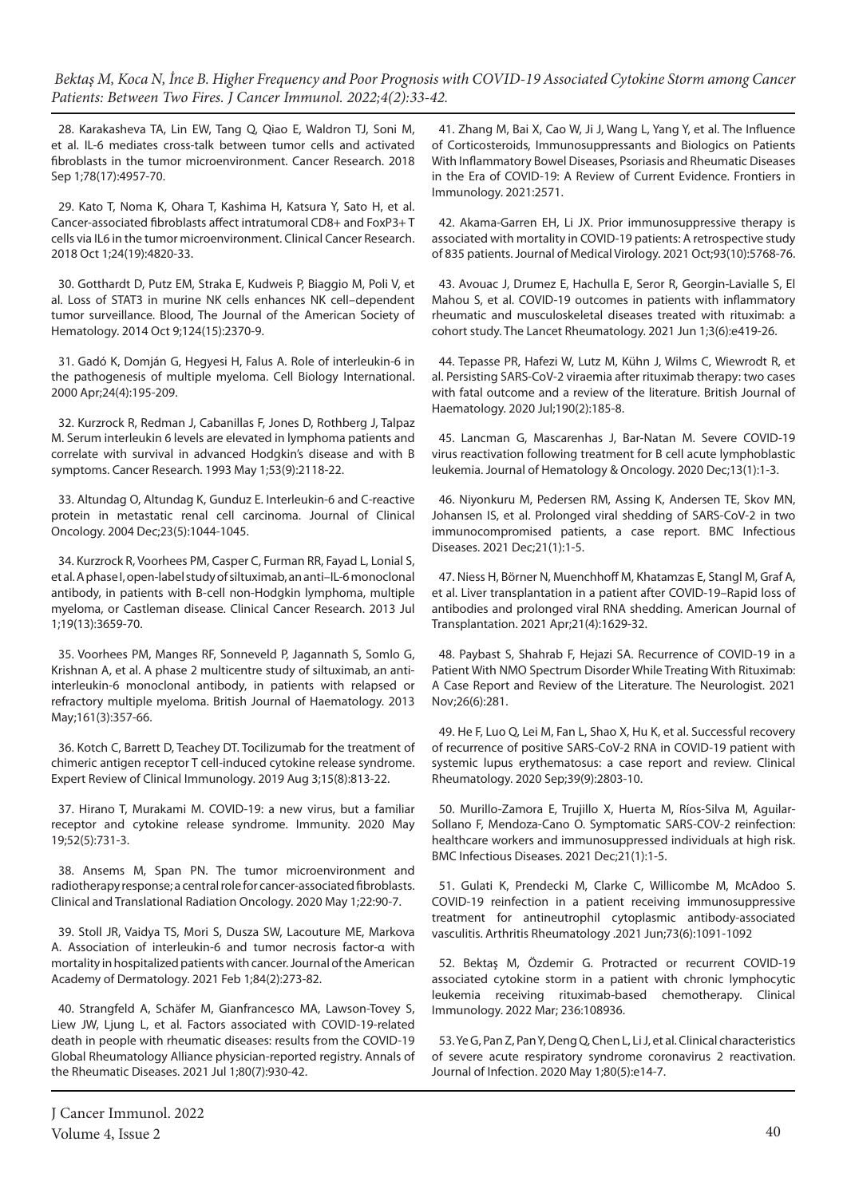28. Karakasheva TA, Lin EW, Tang Q, Qiao E, Waldron TJ, Soni M, et al. IL-6 mediates cross-talk between tumor cells and activated fibroblasts in the tumor microenvironment. Cancer Research. 2018 Sep 1;78(17):4957-70.

29. Kato T, Noma K, Ohara T, Kashima H, Katsura Y, Sato H, et al. Cancer-associated fibroblasts affect intratumoral CD8+ and FoxP3+ T cells via IL6 in the tumor microenvironment. Clinical Cancer Research. 2018 Oct 1;24(19):4820-33.

30. Gotthardt D, Putz EM, Straka E, Kudweis P, Biaggio M, Poli V, et al. Loss of STAT3 in murine NK cells enhances NK cell–dependent tumor surveillance. Blood, The Journal of the American Society of Hematology. 2014 Oct 9;124(15):2370-9.

31. Gadó K, Domján G, Hegyesi H, Falus A. Role of interleukin-6 in the pathogenesis of multiple myeloma. Cell Biology International. 2000 Apr;24(4):195-209.

32. Kurzrock R, Redman J, Cabanillas F, Jones D, Rothberg J, Talpaz M. Serum interleukin 6 levels are elevated in lymphoma patients and correlate with survival in advanced Hodgkin's disease and with B symptoms. Cancer Research. 1993 May 1;53(9):2118-22.

33. Altundag O, Altundag K, Gunduz E. Interleukin-6 and C-reactive protein in metastatic renal cell carcinoma. Journal of Clinical Oncology. 2004 Dec;23(5):1044-1045.

34. Kurzrock R, Voorhees PM, Casper C, Furman RR, Fayad L, Lonial S, et al. A phase I, open-label study of siltuximab, an anti–IL-6 monoclonal antibody, in patients with B-cell non-Hodgkin lymphoma, multiple myeloma, or Castleman disease. Clinical Cancer Research. 2013 Jul 1;19(13):3659-70.

35. Voorhees PM, Manges RF, Sonneveld P, Jagannath S, Somlo G, Krishnan A, et al. A phase 2 multicentre study of siltuximab, an anti-interleukin-6 monoclonal antibody, in patients with relapsed or refractory multiple myeloma. British Journal of Haematology. 2013 May;161(3):357-66.

36. Kotch C, Barrett D, Teachey DT. Tocilizumab for the treatment of chimeric antigen receptor T cell-induced cytokine release syndrome. Expert Review of Clinical Immunology. 2019 Aug 3;15(8):813-22.

37. Hirano T, Murakami M. COVID-19: a new virus, but a familiar receptor and cytokine release syndrome. Immunity. 2020 May 19;52(5):731-3.

38. Ansems M, Span PN. The tumor microenvironment and radiotherapy response; a central role for cancer-associated fibroblasts. Clinical and Translational Radiation Oncology. 2020 May 1;22:90-7.

39. Stoll JR, Vaidya TS, Mori S, Dusza SW, Lacouture ME, Markova A. Association of interleukin-6 and tumor necrosis factor-α with mortality in hospitalized patients with cancer. Journal of the American Academy of Dermatology. 2021 Feb 1;84(2):273-82.

40. Strangfeld A, Schäfer M, Gianfrancesco MA, Lawson-Tovey S, Liew JW, Ljung L, et al. Factors associated with COVID-19-related death in people with rheumatic diseases: results from the COVID-19 Global Rheumatology Alliance physician-reported registry. Annals of the Rheumatic Diseases. 2021 Jul 1;80(7):930-42.

41. Zhang M, Bai X, Cao W, Ji J, Wang L, Yang Y, et al. The Influence of Corticosteroids, Immunosuppressants and Biologics on Patients With Inflammatory Bowel Diseases, Psoriasis and Rheumatic Diseases in the Era of COVID-19: A Review of Current Evidence. Frontiers in Immunology. 2021:2571.

42. Akama-Garren EH, Li JX. Prior immunosuppressive therapy is associated with mortality in COVID-19 patients: A retrospective study of 835 patients. Journal of Medical Virology. 2021 Oct;93(10):5768-76.

43. Avouac J, Drumez E, Hachulla E, Seror R, Georgin-Lavialle S, El Mahou S, et al. COVID-19 outcomes in patients with inflammatory rheumatic and musculoskeletal diseases treated with rituximab: a cohort study. The Lancet Rheumatology. 2021 Jun 1;3(6):e419-26.

44. Tepasse PR, Hafezi W, Lutz M, Kühn J, Wilms C, Wiewrodt R, et al. Persisting SARS-CoV-2 viraemia after rituximab therapy: two cases with fatal outcome and a review of the literature. British Journal of Haematology. 2020 Jul;190(2):185-8.

45. Lancman G, Mascarenhas J, Bar-Natan M. Severe COVID-19 virus reactivation following treatment for B cell acute lymphoblastic leukemia. Journal of Hematology & Oncology. 2020 Dec;13(1):1-3.

46. Niyonkuru M, Pedersen RM, Assing K, Andersen TE, Skov MN, Johansen IS, et al. Prolonged viral shedding of SARS-CoV-2 in two immunocompromised patients, a case report. BMC Infectious Diseases. 2021 Dec;21(1):1-5.

47. Niess H, Börner N, Muenchhoff M, Khatamzas E, Stangl M, Graf A, et al. Liver transplantation in a patient after COVID-19–Rapid loss of antibodies and prolonged viral RNA shedding. American Journal of Transplantation. 2021 Apr;21(4):1629-32.

48. Paybast S, Shahrab F, Hejazi SA. Recurrence of COVID-19 in a Patient With NMO Spectrum Disorder While Treating With Rituximab: A Case Report and Review of the Literature. The Neurologist. 2021 Nov;26(6):281.

49. He F, Luo Q, Lei M, Fan L, Shao X, Hu K, et al. Successful recovery of recurrence of positive SARS-CoV-2 RNA in COVID-19 patient with systemic lupus erythematosus: a case report and review. Clinical Rheumatology. 2020 Sep;39(9):2803-10.

50. Murillo-Zamora E, Trujillo X, Huerta M, Ríos-Silva M, Aguilar-Sollano F, Mendoza-Cano O. Symptomatic SARS-COV-2 reinfection: healthcare workers and immunosuppressed individuals at high risk. BMC Infectious Diseases. 2021 Dec;21(1):1-5.

51. Gulati K, Prendecki M, Clarke C, Willicombe M, McAdoo S. COVID-19 reinfection in a patient receiving immunosuppressive treatment for antineutrophil cytoplasmic antibody-associated vasculitis. Arthritis Rheumatology .2021 Jun;73(6):1091-1092

52. Bektaş M, Özdemir G. Protracted or recurrent COVID-19 associated cytokine storm in a patient with chronic lymphocytic leukemia receiving rituximab-based chemotherapy. Clinical Immunology. 2022 Mar; 236:108936.

53. Ye G, Pan Z, Pan Y, Deng Q, Chen L, Li J, et al. Clinical characteristics of severe acute respiratory syndrome coronavirus 2 reactivation. Journal of Infection. 2020 May 1;80(5):e14-7.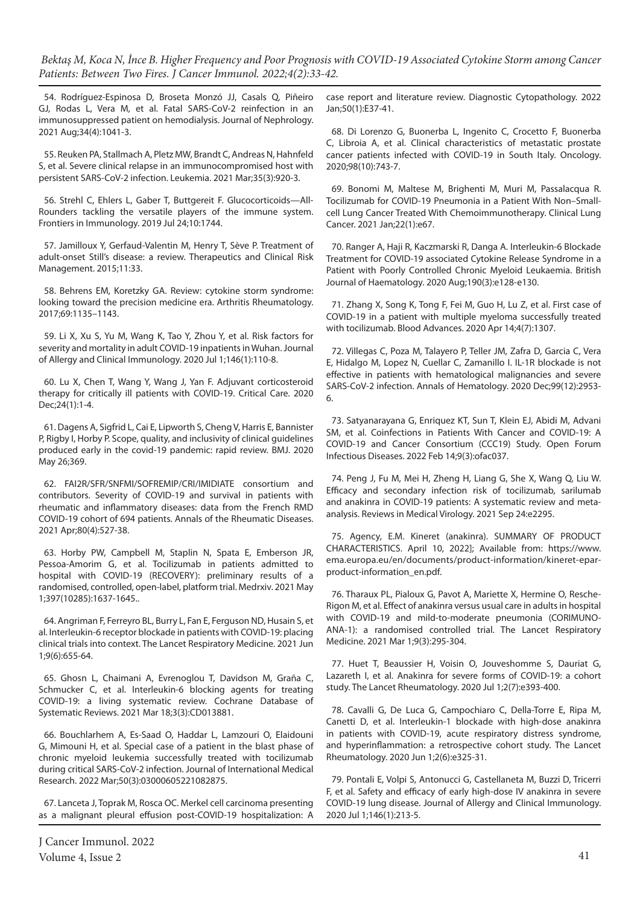54. Rodríguez-Espinosa D, Broseta Monzó JJ, Casals Q, Piñeiro GJ, Rodas L, Vera M, et al. Fatal SARS-CoV-2 reinfection in an immunosuppressed patient on hemodialysis. Journal of Nephrology. 2021 Aug;34(4):1041-3.

55. Reuken PA, Stallmach A, Pletz MW, Brandt C, Andreas N, Hahnfeld S, et al. Severe clinical relapse in an immunocompromised host with persistent SARS-CoV-2 infection. Leukemia. 2021 Mar;35(3):920-3.

56. Strehl C, Ehlers L, Gaber T, Buttgereit F. Glucocorticoids—All-Rounders tackling the versatile players of the immune system. Frontiers in Immunology. 2019 Jul 24;10:1744.

57. Jamilloux Y, Gerfaud-Valentin M, Henry T, Sève P. Treatment of adult-onset Still's disease: a review. Therapeutics and Clinical Risk Management. 2015;11:33.

58. Behrens EM, Koretzky GA. Review: cytokine storm syndrome: looking toward the precision medicine era. Arthritis Rheumatology. 2017;69:1135–1143.

59. Li X, Xu S, Yu M, Wang K, Tao Y, Zhou Y, et al. Risk factors for severity and mortality in adult COVID-19 inpatients in Wuhan. Journal of Allergy and Clinical Immunology. 2020 Jul 1;146(1):110-8.

60. Lu X, Chen T, Wang Y, Wang J, Yan F. Adjuvant corticosteroid therapy for critically ill patients with COVID-19. Critical Care. 2020 Dec;24(1):1-4.

61. Dagens A, Sigfrid L, Cai E, Lipworth S, Cheng V, Harris E, Bannister P, Rigby I, Horby P. Scope, quality, and inclusivity of clinical guidelines produced early in the covid-19 pandemic: rapid review. BMJ. 2020 May 26;369.

62. FAI2R/SFR/SNFMI/SOFREMIP/CRI/IMIDIATE consortium and contributors. Severity of COVID-19 and survival in patients with rheumatic and inflammatory diseases: data from the French RMD COVID-19 cohort of 694 patients. Annals of the Rheumatic Diseases. 2021 Apr;80(4):527-38.

63. Horby PW, Campbell M, Staplin N, Spata E, Emberson JR, Pessoa-Amorim G, et al. Tocilizumab in patients admitted to hospital with COVID-19 (RECOVERY): preliminary results of a randomised, controlled, open-label, platform trial. Medrxiv. 2021 May 1;397(10285):1637-1645..

64. Angriman F, Ferreyro BL, Burry L, Fan E, Ferguson ND, Husain S, et al. Interleukin-6 receptor blockade in patients with COVID-19: placing clinical trials into context. The Lancet Respiratory Medicine. 2021 Jun 1;9(6):655-64.

65. Ghosn L, Chaimani A, Evrenoglou T, Davidson M, Graña C, Schmucker C, et al. Interleukin-6 blocking agents for treating COVID-19: a living systematic review. Cochrane Database of Systematic Reviews. 2021 Mar 18;3(3):CD013881.

66. Bouchlarhem A, Es-Saad O, Haddar L, Lamzouri O, Elaidouni G, Mimouni H, et al. Special case of a patient in the blast phase of chronic myeloid leukemia successfully treated with tocilizumab during critical SARS-CoV-2 infection. Journal of International Medical Research. 2022 Mar;50(3):03000605221082875.

67. Lanceta J, Toprak M, Rosca OC. Merkel cell carcinoma presenting as a malignant pleural effusion post-COVID-19 hospitalization: A case report and literature review. Diagnostic Cytopathology. 2022 Jan;50(1):E37-41.

68. Di Lorenzo G, Buonerba L, Ingenito C, Crocetto F, Buonerba C, Libroia A, et al. Clinical characteristics of metastatic prostate cancer patients infected with COVID-19 in South Italy. Oncology. 2020;98(10):743-7.

69. Bonomi M, Maltese M, Brighenti M, Muri M, Passalacqua R. Tocilizumab for COVID-19 Pneumonia in a Patient With Non–Small-cell Lung Cancer Treated With Chemoimmunotherapy. Clinical Lung Cancer. 2021 Jan;22(1):e67.

70. Ranger A, Haji R, Kaczmarski R, Danga A. Interleukin-6 Blockade Treatment for COVID-19 associated Cytokine Release Syndrome in a Patient with Poorly Controlled Chronic Myeloid Leukaemia. British Journal of Haematology. 2020 Aug;190(3):e128-e130.

71. Zhang X, Song K, Tong F, Fei M, Guo H, Lu Z, et al. First case of COVID-19 in a patient with multiple myeloma successfully treated with tocilizumab. Blood Advances. 2020 Apr 14;4(7):1307.

72. Villegas C, Poza M, Talayero P, Teller JM, Zafra D, Garcia C, Vera E, Hidalgo M, Lopez N, Cuellar C, Zamanillo I. IL-1R blockade is not effective in patients with hematological malignancies and severe SARS-CoV-2 infection. Annals of Hematology. 2020 Dec;99(12):2953-6.

73. Satyanarayana G, Enriquez KT, Sun T, Klein EJ, Abidi M, Advani SM, et al. Coinfections in Patients With Cancer and COVID-19: A COVID-19 and Cancer Consortium (CCC19) Study. Open Forum Infectious Diseases. 2022 Feb 14;9(3):ofac037.

74. Peng J, Fu M, Mei H, Zheng H, Liang G, She X, Wang Q, Liu W. Efficacy and secondary infection risk of tocilizumab, sarilumab and anakinra in COVID-19 patients: A systematic review and meta-analysis. Reviews in Medical Virology. 2021 Sep 24:e2295.

75. Agency, E.M. Kineret (anakinra). SUMMARY OF PRODUCT CHARACTERISTICS. April 10, 2022]; Available from: https://www.ema.europa.eu/en/documents/product-information/kineret-epar-product-information_en.pdf.

76. Tharaux PL, Pialoux G, Pavot A, Mariette X, Hermine O, Resche-Rigon M, et al. Effect of anakinra versus usual care in adults in hospital with COVID-19 and mild-to-moderate pneumonia (CORIMUNO-ANA-1): a randomised controlled trial. The Lancet Respiratory Medicine. 2021 Mar 1;9(3):295-304.

77. Huet T, Beaussier H, Voisin O, Jouveshomme S, Dauriat G, Lazareth I, et al. Anakinra for severe forms of COVID-19: a cohort study. The Lancet Rheumatology. 2020 Jul 1;2(7):e393-400.

78. Cavalli G, De Luca G, Campochiaro C, Della-Torre E, Ripa M, Canetti D, et al. Interleukin-1 blockade with high-dose anakinra in patients with COVID-19, acute respiratory distress syndrome, and hyperinflammation: a retrospective cohort study. The Lancet Rheumatology. 2020 Jun 1;2(6):e325-31.

79. Pontali E, Volpi S, Antonucci G, Castellaneta M, Buzzi D, Tricerri F, et al. Safety and efficacy of early high-dose IV anakinra in severe COVID-19 lung disease. Journal of Allergy and Clinical Immunology. 2020 Jul 1;146(1):213-5.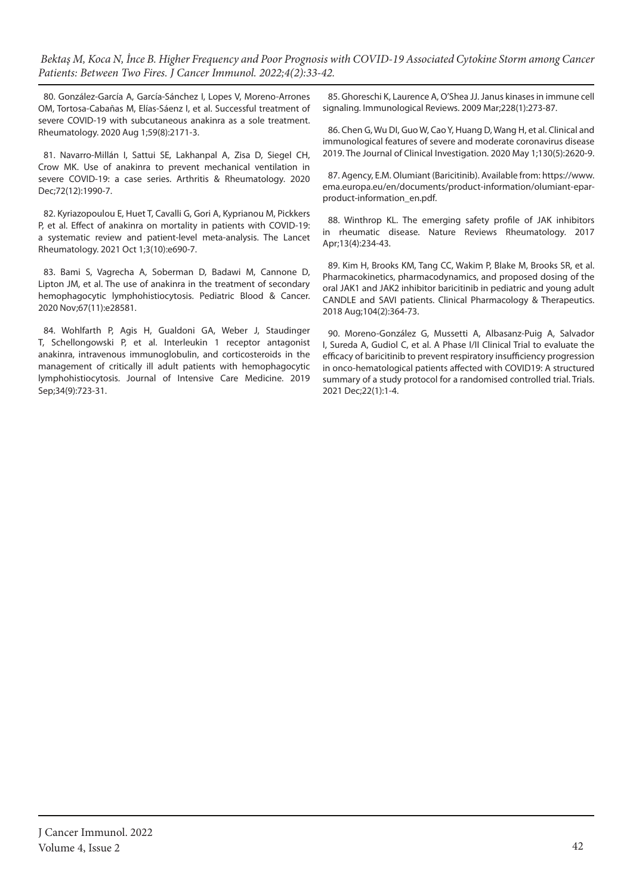80. González-García A, García-Sánchez I, Lopes V, Moreno-Arrones OM, Tortosa-Cabañas M, Elías-Sáenz I, et al. Successful treatment of severe COVID-19 with subcutaneous anakinra as a sole treatment. Rheumatology. 2020 Aug 1;59(8):2171-3.

81. Navarro-Millán I, Sattui SE, Lakhanpal A, Zisa D, Siegel CH, Crow MK. Use of anakinra to prevent mechanical ventilation in severe COVID-19: a case series. Arthritis & Rheumatology. 2020 Dec;72(12):1990-7.

82. Kyriazopoulou E, Huet T, Cavalli G, Gori A, Kyprianou M, Pickkers P, et al. Effect of anakinra on mortality in patients with COVID-19: a systematic review and patient-level meta-analysis. The Lancet Rheumatology. 2021 Oct 1;3(10):e690-7.

83. Bami S, Vagrecha A, Soberman D, Badawi M, Cannone D, Lipton JM, et al. The use of anakinra in the treatment of secondary hemophagocytic lymphohistiocytosis. Pediatric Blood & Cancer. 2020 Nov;67(11):e28581.

84. Wohlfarth P, Agis H, Gualdoni GA, Weber J, Staudinger T, Schellongowski P, et al. Interleukin 1 receptor antagonist anakinra, intravenous immunoglobulin, and corticosteroids in the management of critically ill adult patients with hemophagocytic lymphohistiocytosis. Journal of Intensive Care Medicine. 2019 Sep;34(9):723-31.

85. Ghoreschi K, Laurence A, O'Shea JJ. Janus kinases in immune cell signaling. Immunological Reviews. 2009 Mar;228(1):273-87.

86. Chen G, Wu DI, Guo W, Cao Y, Huang D, Wang H, et al. Clinical and immunological features of severe and moderate coronavirus disease 2019. The Journal of Clinical Investigation. 2020 May 1;130(5):2620-9.

87. Agency, E.M. Olumiant (Baricitinib). Available from: https://www.ema.europa.eu/en/documents/product-information/olumiant-epar-product-information_en.pdf.

88. Winthrop KL. The emerging safety profile of JAK inhibitors in rheumatic disease. Nature Reviews Rheumatology. 2017 Apr;13(4):234-43.

89. Kim H, Brooks KM, Tang CC, Wakim P, Blake M, Brooks SR, et al. Pharmacokinetics, pharmacodynamics, and proposed dosing of the oral JAK1 and JAK2 inhibitor baricitinib in pediatric and young adult CANDLE and SAVI patients. Clinical Pharmacology & Therapeutics. 2018 Aug;104(2):364-73.

90. Moreno-González G, Mussetti A, Albasanz-Puig A, Salvador I, Sureda A, Gudiol C, et al. A Phase I/II Clinical Trial to evaluate the efficacy of baricitinib to prevent respiratory insufficiency progression in onco-hematological patients affected with COVID19: A structured summary of a study protocol for a randomised controlled trial. Trials. 2021 Dec;22(1):1-4.